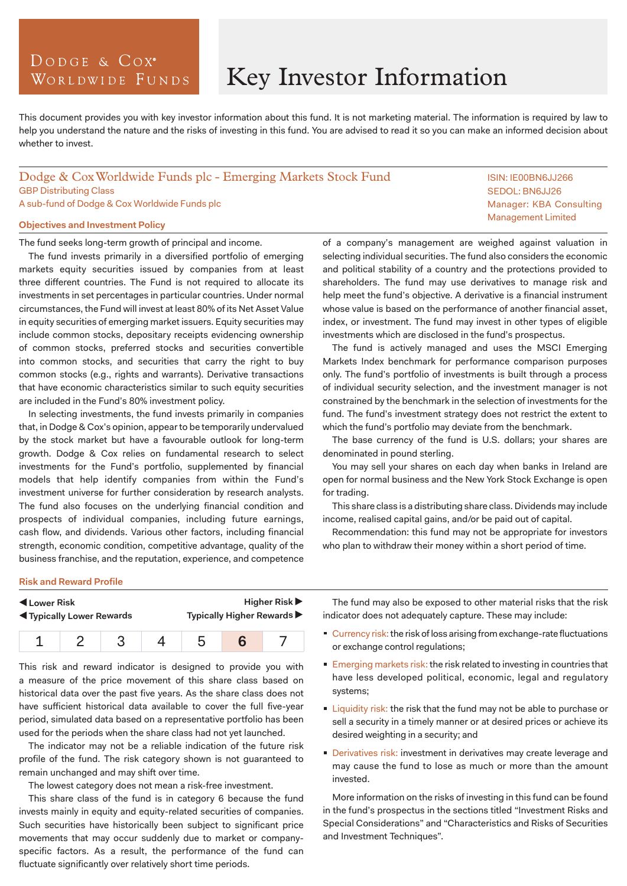Dodge & Cox• Worldwide Funds

# Key Investor Information

This document provides you with key investor information about this fund. It is not marketing material. The information is required by law to help you understand the nature and the risks of investing in this fund. You are advised to read it so you can make an informed decision about whether to invest.

## Dodge & Cox Worldwide Funds plc - Emerging Markets Stock Fund

GBP Distributing Class
A sub-fund of Dodge & Cox Worldwide Funds plc

ISIN: IE00BN6JJ266
SEDOL: BN6JJ26
Manager: KBA Consulting Management Limited

### Objectives and Investment Policy

The fund seeks long-term growth of principal and income.

The fund invests primarily in a diversified portfolio of emerging markets equity securities issued by companies from at least three different countries. The Fund is not required to allocate its investments in set percentages in particular countries. Under normal circumstances, the Fund will invest at least 80% of its Net Asset Value in equity securities of emerging market issuers. Equity securities may include common stocks, depositary receipts evidencing ownership of common stocks, preferred stocks and securities convertible into common stocks, and securities that carry the right to buy common stocks (e.g., rights and warrants). Derivative transactions that have economic characteristics similar to such equity securities are included in the Fund's 80% investment policy.

In selecting investments, the fund invests primarily in companies that, in Dodge & Cox's opinion, appear to be temporarily undervalued by the stock market but have a favourable outlook for long-term growth. Dodge & Cox relies on fundamental research to select investments for the Fund's portfolio, supplemented by financial models that help identify companies from within the Fund's investment universe for further consideration by research analysts. The fund also focuses on the underlying financial condition and prospects of individual companies, including future earnings, cash flow, and dividends. Various other factors, including financial strength, economic condition, competitive advantage, quality of the business franchise, and the reputation, experience, and competence of a company's management are weighed against valuation in selecting individual securities. The fund also considers the economic and political stability of a country and the protections provided to shareholders. The fund may use derivatives to manage risk and help meet the fund's objective. A derivative is a financial instrument whose value is based on the performance of another financial asset, index, or investment. The fund may invest in other types of eligible investments which are disclosed in the fund's prospectus.

The fund is actively managed and uses the MSCI Emerging Markets Index benchmark for performance comparison purposes only. The fund's portfolio of investments is built through a process of individual security selection, and the investment manager is not constrained by the benchmark in the selection of investments for the fund. The fund's investment strategy does not restrict the extent to which the fund's portfolio may deviate from the benchmark.

The base currency of the fund is U.S. dollars; your shares are denominated in pound sterling.

You may sell your shares on each day when banks in Ireland are open for normal business and the New York Stock Exchange is open for trading.

This share class is a distributing share class. Dividends may include income, realised capital gains, and/or be paid out of capital.

Recommendation: this fund may not be appropriate for investors who plan to withdraw their money within a short period of time.

### Risk and Reward Profile

◀ Lower Risk — Higher Risk ▶
◀ Typically Lower Rewards — Typically Higher Rewards ▶

| 1 | 2 | 3 | 4 | 5 | **6** | 7 |
|---|---|---|---|---|---|---|

This risk and reward indicator is designed to provide you with a measure of the price movement of this share class based on historical data over the past five years. As the share class does not have sufficient historical data available to cover the full five-year period, simulated data based on a representative portfolio has been used for the periods when the share class had not yet launched.

The indicator may not be a reliable indication of the future risk profile of the fund. The risk category shown is not guaranteed to remain unchanged and may shift over time.

The lowest category does not mean a risk-free investment.

This share class of the fund is in category 6 because the fund invests mainly in equity and equity-related securities of companies. Such securities have historically been subject to significant price movements that may occur suddenly due to market or company-specific factors. As a result, the performance of the fund can fluctuate significantly over relatively short time periods.

The fund may also be exposed to other material risks that the risk indicator does not adequately capture. These may include:

- Currency risk: the risk of loss arising from exchange-rate fluctuations or exchange control regulations;
- Emerging markets risk: the risk related to investing in countries that have less developed political, economic, legal and regulatory systems;
- Liquidity risk: the risk that the fund may not be able to purchase or sell a security in a timely manner or at desired prices or achieve its desired weighting in a security; and
- Derivatives risk: investment in derivatives may create leverage and may cause the fund to lose as much or more than the amount invested.

More information on the risks of investing in this fund can be found in the fund's prospectus in the sections titled "Investment Risks and Special Considerations" and "Characteristics and Risks of Securities and Investment Techniques".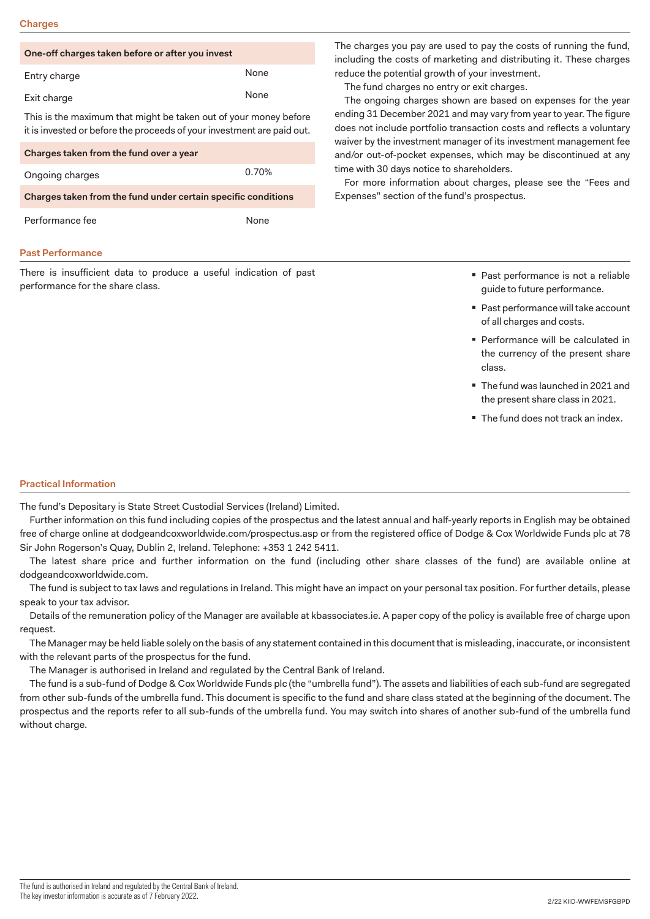## Charges

| One-off charges taken before or after you invest | |
|---|---|
| Entry charge | None |
| Exit charge | None |

This is the maximum that might be taken out of your money before it is invested or before the proceeds of your investment are paid out.

| Charges taken from the fund over a year | |
|---|---|
| Ongoing charges | 0.70% |

| Charges taken from the fund under certain specific conditions | |
|---|---|
| Performance fee | None |

The charges you pay are used to pay the costs of running the fund, including the costs of marketing and distributing it. These charges reduce the potential growth of your investment.

The fund charges no entry or exit charges.

The ongoing charges shown are based on expenses for the year ending 31 December 2021 and may vary from year to year. The figure does not include portfolio transaction costs and reflects a voluntary waiver by the investment manager of its investment management fee and/or out-of-pocket expenses, which may be discontinued at any time with 30 days notice to shareholders.

For more information about charges, please see the "Fees and Expenses" section of the fund's prospectus.

## Past Performance

There is insufficient data to produce a useful indication of past performance for the share class.

- Past performance is not a reliable guide to future performance.
- Past performance will take account of all charges and costs.
- Performance will be calculated in the currency of the present share class.
- The fund was launched in 2021 and the present share class in 2021.
- The fund does not track an index.

## Practical Information

The fund's Depositary is State Street Custodial Services (Ireland) Limited.

Further information on this fund including copies of the prospectus and the latest annual and half-yearly reports in English may be obtained free of charge online at dodgeandcoxworldwide.com/prospectus.asp or from the registered office of Dodge & Cox Worldwide Funds plc at 78 Sir John Rogerson's Quay, Dublin 2, Ireland. Telephone: +353 1 242 5411.

The latest share price and further information on the fund (including other share classes of the fund) are available online at dodgeandcoxworldwide.com.

The fund is subject to tax laws and regulations in Ireland. This might have an impact on your personal tax position. For further details, please speak to your tax advisor.

Details of the remuneration policy of the Manager are available at kbassociates.ie. A paper copy of the policy is available free of charge upon request.

The Manager may be held liable solely on the basis of any statement contained in this document that is misleading, inaccurate, or inconsistent with the relevant parts of the prospectus for the fund.

The Manager is authorised in Ireland and regulated by the Central Bank of Ireland.

The fund is a sub-fund of Dodge & Cox Worldwide Funds plc (the "umbrella fund"). The assets and liabilities of each sub-fund are segregated from other sub-funds of the umbrella fund. This document is specific to the fund and share class stated at the beginning of the document. The prospectus and the reports refer to all sub-funds of the umbrella fund. You may switch into shares of another sub-fund of the umbrella fund without charge.

The fund is authorised in Ireland and regulated by the Central Bank of Ireland.
The key investor information is accurate as of 7 February 2022.

2/22 KIID-WWFEMSFGBPD